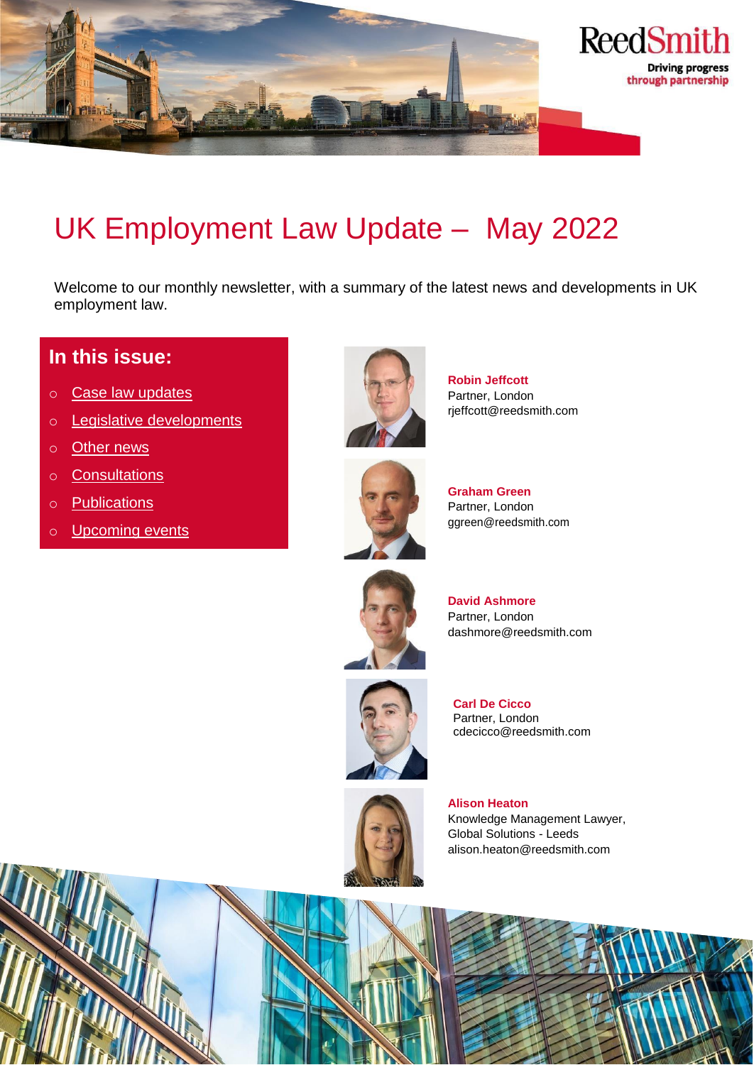ReedSmith

Driving progress through partnership

# UK Employment Law Update – May 2022

Welcome to our monthly newsletter, with a summary of the latest news and developments in UK employment law.

## In this issue:

- Case law updates
- Legislative developments
- Other news
- Consultations
- Publications
- Upcoming events

**Robin Jeffcott**
Partner, London
rjeffcott@reedsmith.com

**Graham Green**
Partner, London
ggreen@reedsmith.com

**David Ashmore**
Partner, London
dashmore@reedsmith.com

**Carl De Cicco**
Partner, London
cdecicco@reedsmith.com

**Alison Heaton**
Knowledge Management Lawyer, Global Solutions - Leeds
alison.heaton@reedsmith.com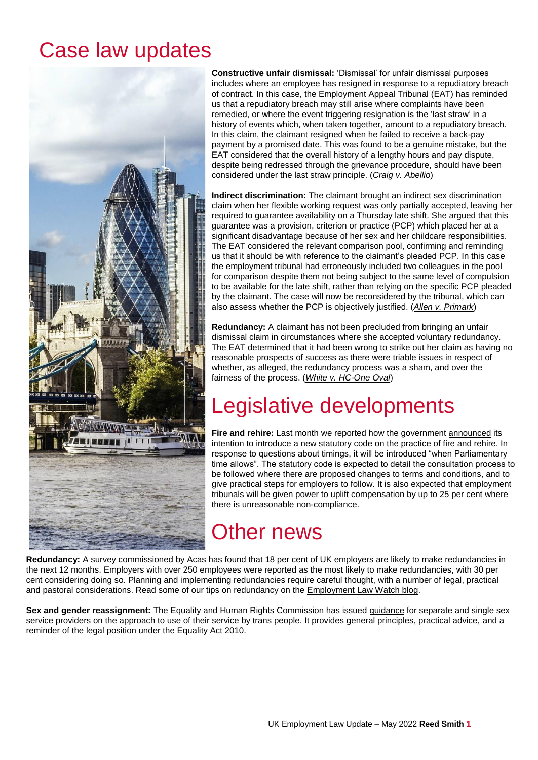# Case law updates

**Constructive unfair dismissal:** 'Dismissal' for unfair dismissal purposes includes where an employee has resigned in response to a repudiatory breach of contract. In this case, the Employment Appeal Tribunal (EAT) has reminded us that a repudiatory breach may still arise where complaints have been remedied, or where the event triggering resignation is the 'last straw' in a history of events which, when taken together, amount to a repudiatory breach. In this claim, the claimant resigned when he failed to receive a back-pay payment by a promised date. This was found to be a genuine mistake, but the EAT considered that the overall history of a lengthy hours and pay dispute, despite being redressed through the grievance procedure, should have been considered under the last straw principle. (*Craig v. Abellio*)

**Indirect discrimination:** The claimant brought an indirect sex discrimination claim when her flexible working request was only partially accepted, leaving her required to guarantee availability on a Thursday late shift. She argued that this guarantee was a provision, criterion or practice (PCP) which placed her at a significant disadvantage because of her sex and her childcare responsibilities. The EAT considered the relevant comparison pool, confirming and reminding us that it should be with reference to the claimant's pleaded PCP. In this case the employment tribunal had erroneously included two colleagues in the pool for comparison despite them not being subject to the same level of compulsion to be available for the late shift, rather than relying on the specific PCP pleaded by the claimant. The case will now be reconsidered by the tribunal, which can also assess whether the PCP is objectively justified. (*Allen v. Primark*)

**Redundancy:** A claimant has not been precluded from bringing an unfair dismissal claim in circumstances where she accepted voluntary redundancy. The EAT determined that it had been wrong to strike out her claim as having no reasonable prospects of success as there were triable issues in respect of whether, as alleged, the redundancy process was a sham, and over the fairness of the process. (*White v. HC-One Oval*)

# Legislative developments

**Fire and rehire:** Last month we reported how the government announced its intention to introduce a new statutory code on the practice of fire and rehire. In response to questions about timings, it will be introduced "when Parliamentary time allows". The statutory code is expected to detail the consultation process to be followed where there are proposed changes to terms and conditions, and to give practical steps for employers to follow. It is also expected that employment tribunals will be given power to uplift compensation by up to 25 per cent where there is unreasonable non-compliance.

# Other news

**Redundancy:** A survey commissioned by Acas has found that 18 per cent of UK employers are likely to make redundancies in the next 12 months. Employers with over 250 employees were reported as the most likely to make redundancies, with 30 per cent considering doing so. Planning and implementing redundancies require careful thought, with a number of legal, practical and pastoral considerations. Read some of our tips on redundancy on the Employment Law Watch blog.

**Sex and gender reassignment:** The Equality and Human Rights Commission has issued guidance for separate and single sex service providers on the approach to use of their service by trans people. It provides general principles, practical advice, and a reminder of the legal position under the Equality Act 2010.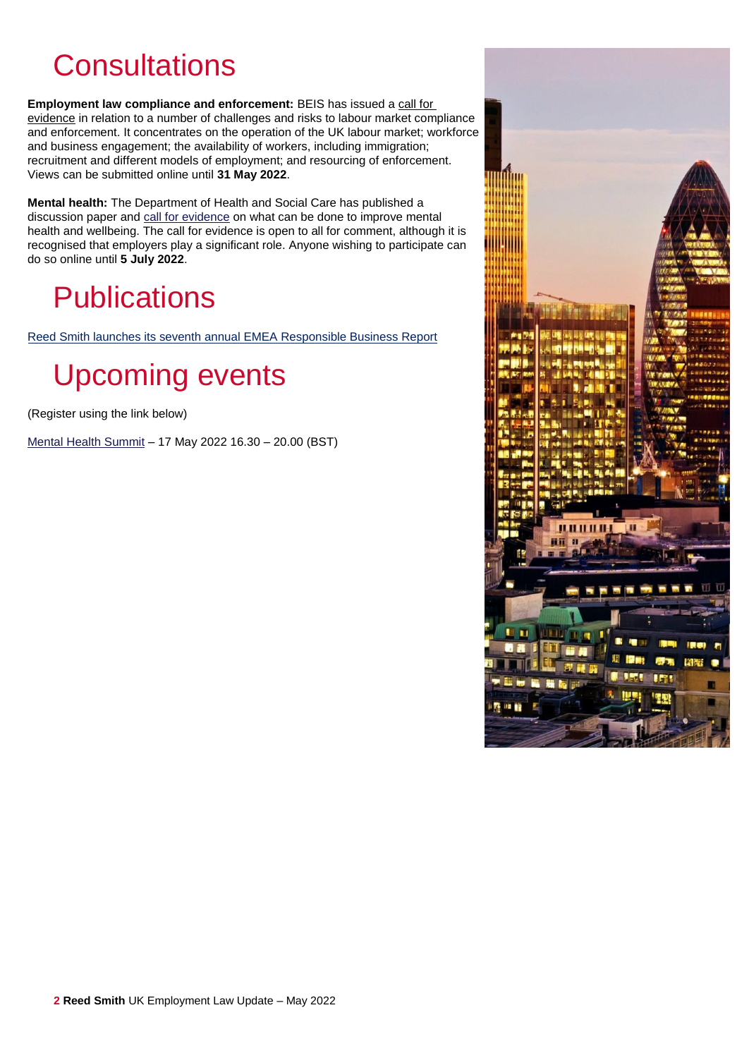# Consultations

**Employment law compliance and enforcement:** BEIS has issued a call for evidence in relation to a number of challenges and risks to labour market compliance and enforcement. It concentrates on the operation of the UK labour market; workforce and business engagement; the availability of workers, including immigration; recruitment and different models of employment; and resourcing of enforcement. Views can be submitted online until **31 May 2022**.

**Mental health:** The Department of Health and Social Care has published a discussion paper and call for evidence on what can be done to improve mental health and wellbeing. The call for evidence is open to all for comment, although it is recognised that employers play a significant role. Anyone wishing to participate can do so online until **5 July 2022**.

# Publications

Reed Smith launches its seventh annual EMEA Responsible Business Report

# Upcoming events

(Register using the link below)

Mental Health Summit – 17 May 2022 16.30 – 20.00 (BST)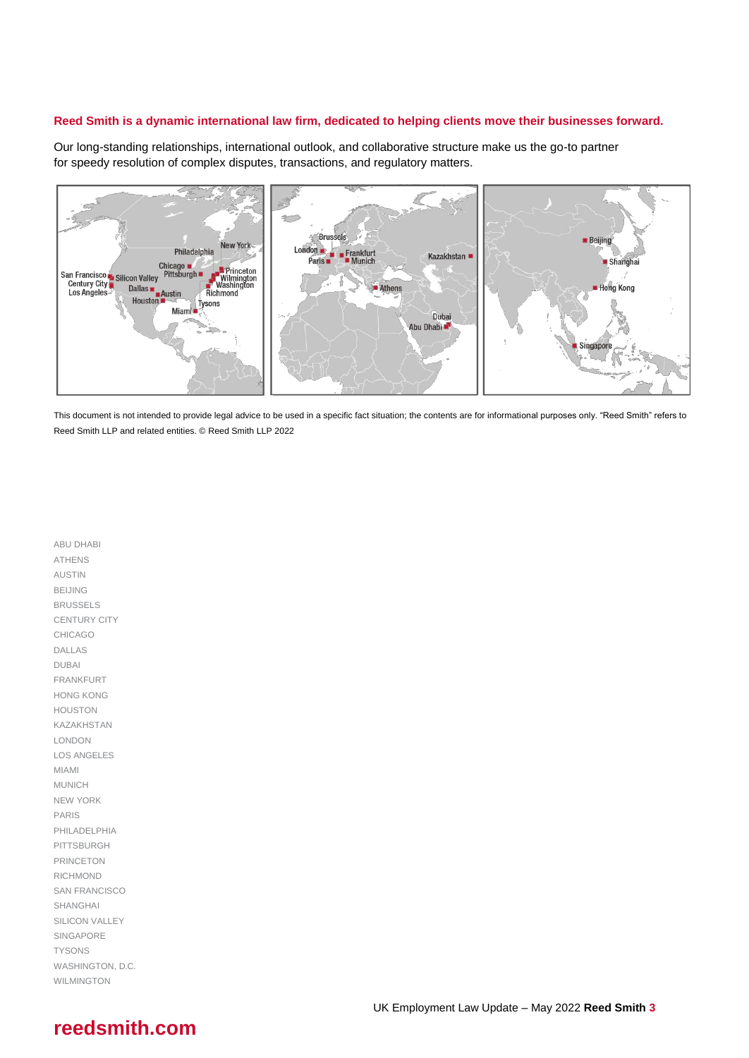**Reed Smith is a dynamic international law firm, dedicated to helping clients move their businesses forward.**

Our long-standing relationships, international outlook, and collaborative structure make us the go-to partner for speedy resolution of complex disputes, transactions, and regulatory matters.

San Francisco
Century City
Los Angeles
Silicon Valley
Dallas
Austin
Houston
Chicago
Pittsburgh
Philadelphia
New York
Princeton
Wilmington
Washington
Richmond
Tysons
Miami

Brussels
London
Paris
Frankfurt
Munich
Athens
Kazakhstan
Dubai
Abu Dhabi

Beijing
Shanghai
Hong Kong
Singapore

This document is not intended to provide legal advice to be used in a specific fact situation; the contents are for informational purposes only. "Reed Smith" refers to Reed Smith LLP and related entities. © Reed Smith LLP 2022

ABU DHABI
ATHENS
AUSTIN
BEIJING
BRUSSELS
CENTURY CITY
CHICAGO
DALLAS
DUBAI
FRANKFURT
HONG KONG
HOUSTON
KAZAKHSTAN
LONDON
LOS ANGELES
MIAMI
MUNICH
NEW YORK
PARIS
PHILADELPHIA
PITTSBURGH
PRINCETON
RICHMOND
SAN FRANCISCO
SHANGHAI
SILICON VALLEY
SINGAPORE
TYSONS
WASHINGTON, D.C.
WILMINGTON

**reedsmith.com**